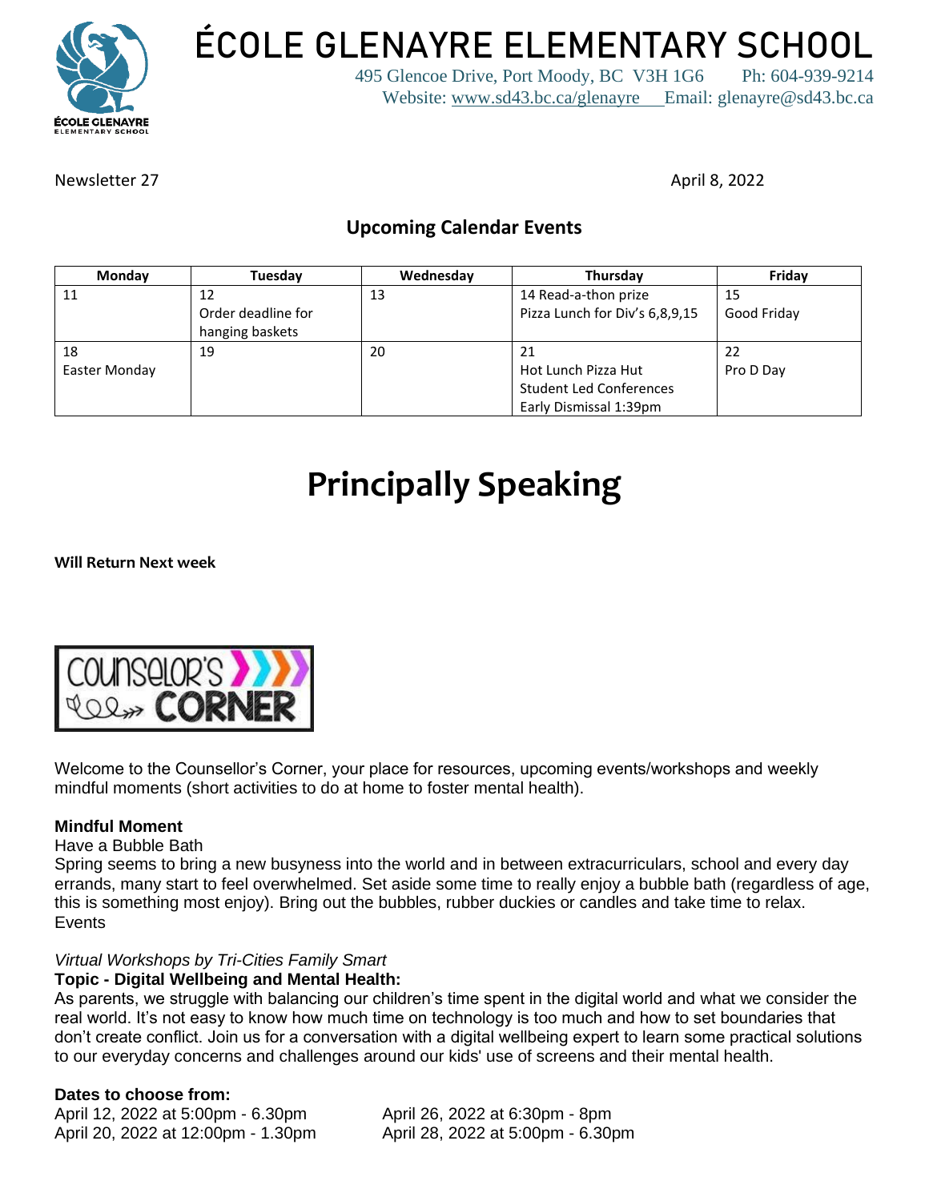# ÉCOLE GLENAYRE ELEMENTARY SCHOOL

495 Glencoe Drive, Port Moody, BC V3H 1G6 Ph: 604-939-9214
Website: www.sd43.bc.ca/glenayre Email: glenayre@sd43.bc.ca

Newsletter 27

April 8, 2022

## Upcoming Calendar Events

| Monday | Tuesday | Wednesday | Thursday | Friday |
|---|---|---|---|---|
| 11 | 12<br>Order deadline for hanging baskets | 13 | 14 Read-a-thon prize<br>Pizza Lunch for Div's 6,8,9,15 | 15<br>Good Friday |
| 18<br>Easter Monday | 19 | 20 | 21<br>Hot Lunch Pizza Hut<br>Student Led Conferences<br>Early Dismissal 1:39pm | 22<br>Pro D Day |

# Principally Speaking

**Will Return Next week**

## Counselor's Corner

Welcome to the Counsellor's Corner, your place for resources, upcoming events/workshops and weekly mindful moments (short activities to do at home to foster mental health).

**Mindful Moment**

Have a Bubble Bath

Spring seems to bring a new busyness into the world and in between extracurriculars, school and every day errands, many start to feel overwhelmed. Set aside some time to really enjoy a bubble bath (regardless of age, this is something most enjoy). Bring out the bubbles, rubber duckies or candles and take time to relax.

Events

*Virtual Workshops by Tri-Cities Family Smart*

**Topic - Digital Wellbeing and Mental Health:**

As parents, we struggle with balancing our children's time spent in the digital world and what we consider the real world. It's not easy to know how much time on technology is too much and how to set boundaries that don't create conflict. Join us for a conversation with a digital wellbeing expert to learn some practical solutions to our everyday concerns and challenges around our kids' use of screens and their mental health.

**Dates to choose from:**

April 12, 2022 at 5:00pm - 6.30pm
April 20, 2022 at 12:00pm - 1.30pm
April 26, 2022 at 6:30pm - 8pm
April 28, 2022 at 5:00pm - 6.30pm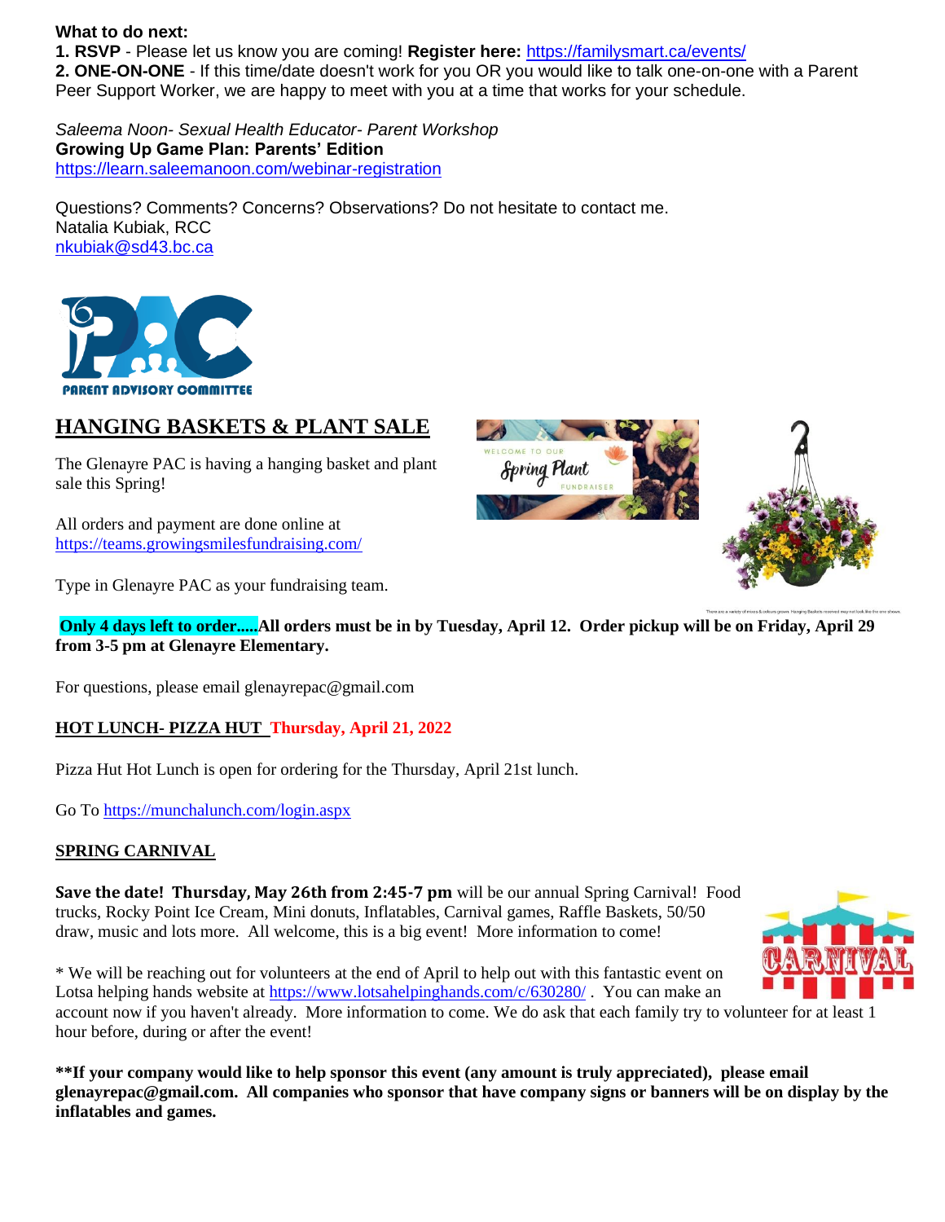**What to do next:**

**1. RSVP** - Please let us know you are coming! **Register here:** https://familysmart.ca/events/

**2. ONE-ON-ONE** - If this time/date doesn't work for you OR you would like to talk one-on-one with a Parent Peer Support Worker, we are happy to meet with you at a time that works for your schedule.

*Saleema Noon- Sexual Health Educator- Parent Workshop*
**Growing Up Game Plan: Parents' Edition**
https://learn.saleemanoon.com/webinar-registration

Questions? Comments? Concerns? Observations? Do not hesitate to contact me.
Natalia Kubiak, RCC
nkubiak@sd43.bc.ca

## HANGING BASKETS & PLANT SALE

The Glenayre PAC is having a hanging basket and plant sale this Spring!

All orders and payment are done online at https://teams.growingsmilesfundraising.com/

Type in Glenayre PAC as your fundraising team.

**Only 4 days left to order.....All orders must be in by Tuesday, April 12. Order pickup will be on Friday, April 29 from 3-5 pm at Glenayre Elementary.**

For questions, please email glenayrepac@gmail.com

## HOT LUNCH- PIZZA HUT Thursday, April 21, 2022

Pizza Hut Hot Lunch is open for ordering for the Thursday, April 21st lunch.

Go To https://munchalunch.com/login.aspx

## SPRING CARNIVAL

**Save the date! Thursday, May 26th from 2:45-7 pm** will be our annual Spring Carnival! Food trucks, Rocky Point Ice Cream, Mini donuts, Inflatables, Carnival games, Raffle Baskets, 50/50 draw, music and lots more. All welcome, this is a big event! More information to come!

* We will be reaching out for volunteers at the end of April to help out with this fantastic event on Lotsa helping hands website at https://www.lotsahelpinghands.com/c/630280/ . You can make an account now if you haven't already. More information to come. We do ask that each family try to volunteer for at least 1 hour before, during or after the event!

**\*\*If your company would like to help sponsor this event (any amount is truly appreciated), please email glenayrepac@gmail.com. All companies who sponsor that have company signs or banners will be on display by the inflatables and games.**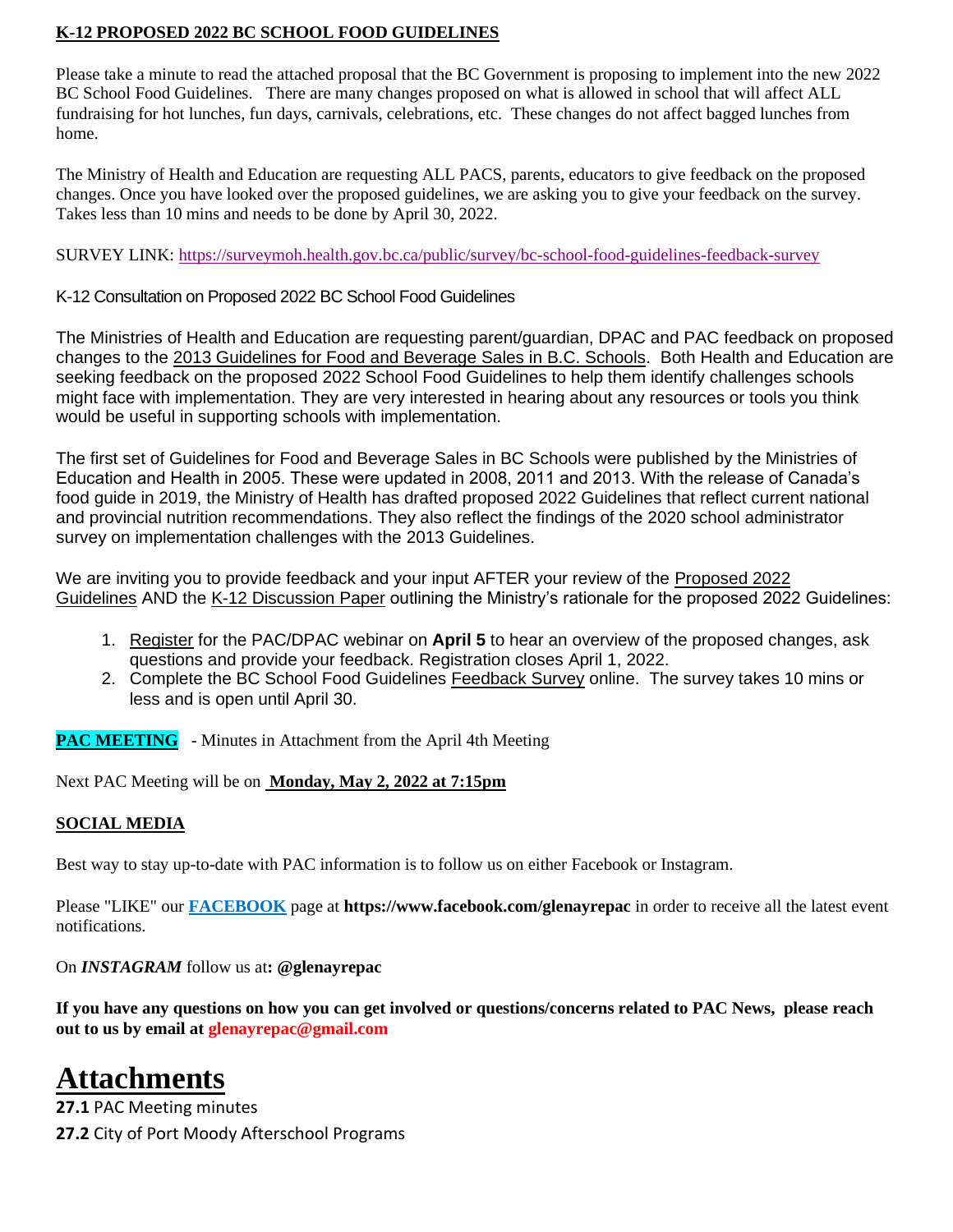## K-12 PROPOSED 2022 BC SCHOOL FOOD GUIDELINES

Please take a minute to read the attached proposal that the BC Government is proposing to implement into the new 2022 BC School Food Guidelines. There are many changes proposed on what is allowed in school that will affect ALL fundraising for hot lunches, fun days, carnivals, celebrations, etc. These changes do not affect bagged lunches from home.

The Ministry of Health and Education are requesting ALL PACS, parents, educators to give feedback on the proposed changes. Once you have looked over the proposed guidelines, we are asking you to give your feedback on the survey. Takes less than 10 mins and needs to be done by April 30, 2022.

SURVEY LINK: https://surveymoh.health.gov.bc.ca/public/survey/bc-school-food-guidelines-feedback-survey

K-12 Consultation on Proposed 2022 BC School Food Guidelines

The Ministries of Health and Education are requesting parent/guardian, DPAC and PAC feedback on proposed changes to the 2013 Guidelines for Food and Beverage Sales in B.C. Schools. Both Health and Education are seeking feedback on the proposed 2022 School Food Guidelines to help them identify challenges schools might face with implementation. They are very interested in hearing about any resources or tools you think would be useful in supporting schools with implementation.

The first set of Guidelines for Food and Beverage Sales in BC Schools were published by the Ministries of Education and Health in 2005. These were updated in 2008, 2011 and 2013. With the release of Canada's food guide in 2019, the Ministry of Health has drafted proposed 2022 Guidelines that reflect current national and provincial nutrition recommendations. They also reflect the findings of the 2020 school administrator survey on implementation challenges with the 2013 Guidelines.

We are inviting you to provide feedback and your input AFTER your review of the Proposed 2022 Guidelines AND the K-12 Discussion Paper outlining the Ministry's rationale for the proposed 2022 Guidelines:

1. Register for the PAC/DPAC webinar on **April 5** to hear an overview of the proposed changes, ask questions and provide your feedback. Registration closes April 1, 2022.
2. Complete the BC School Food Guidelines Feedback Survey online. The survey takes 10 mins or less and is open until April 30.

**PAC MEETING** - Minutes in Attachment from the April 4th Meeting

Next PAC Meeting will be on **Monday, May 2, 2022 at 7:15pm**

## SOCIAL MEDIA

Best way to stay up-to-date with PAC information is to follow us on either Facebook or Instagram.

Please "LIKE" our **FACEBOOK** page at **https://www.facebook.com/glenayrepac** in order to receive all the latest event notifications.

On ***INSTAGRAM*** follow us at**: @glenayrepac**

**If you have any questions on how you can get involved or questions/concerns related to PAC News, please reach out to us by email at glenayrepac@gmail.com**

# Attachments

**27.1** PAC Meeting minutes

**27.2** City of Port Moody Afterschool Programs